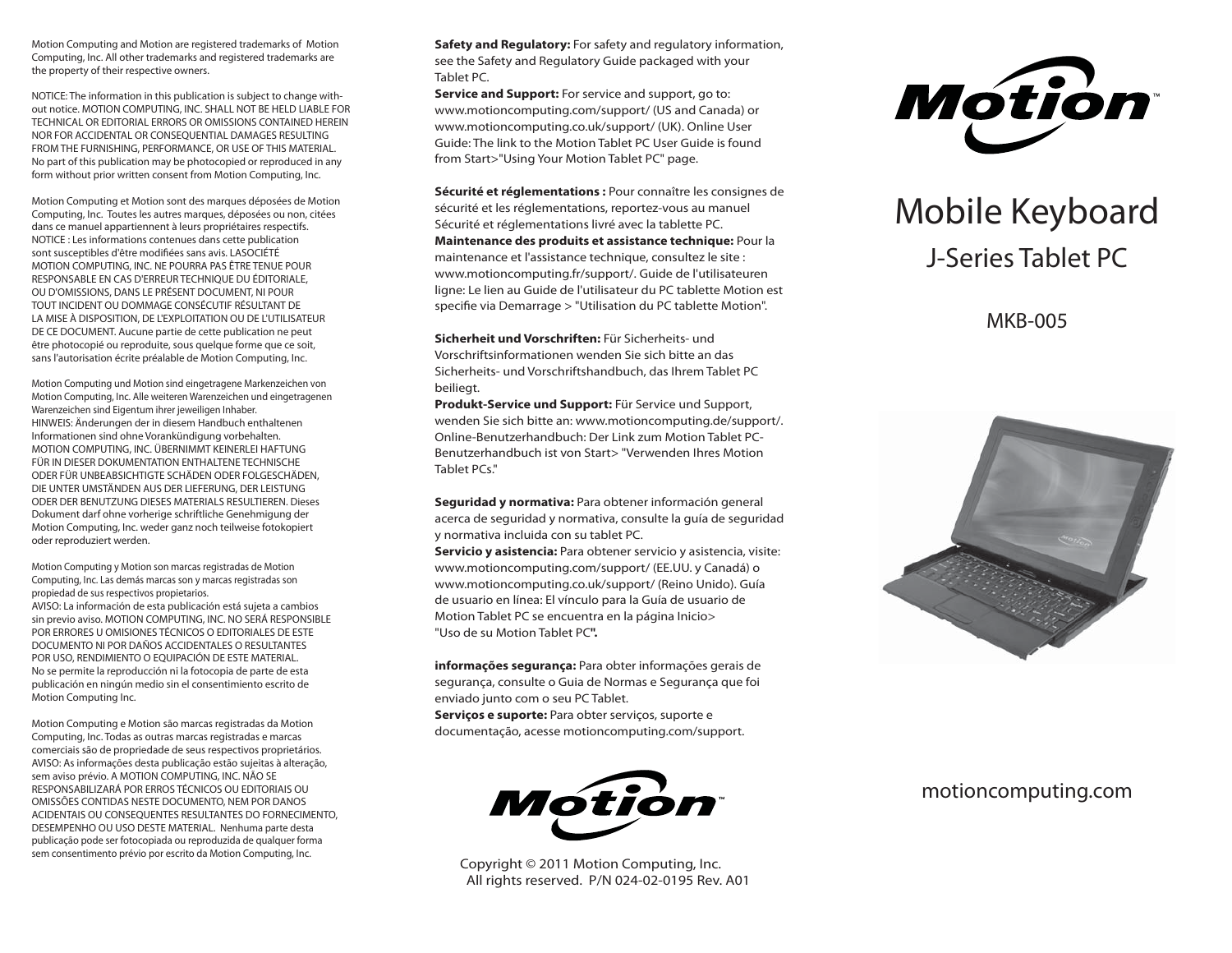Motion Computing and Motion are registered trademarks of Motion Computing, Inc. All other trademarks and registered trademarks are the property of their respective owners.

NOTICE: The information in this publication is subject to change without notice. MOTION COMPUTING, INC. SHALL NOT BE HELD LIABLE FOR TECHNICAL OR EDITORIAL ERRORS OR OMISSIONS CONTAINED HEREIN NOR FOR ACCIDENTAL OR CONSEQUENTIAL DAMAGES RESULTING FROM THE FURNISHING, PERFORMANCE, OR USE OF THIS MATERIAL. No part of this publication may be photocopied or reproduced in any form without prior written consent from Motion Computing, Inc.

Motion Computing et Motion sont des marques déposées de Motion Computing, Inc. Toutes les autres marques, déposées ou non, citées dans ce manuel appartiennent à leurs propriétaires respectifs. NOTICE : Les informations contenues dans cette publication sont susceptibles d'être modifiées sans avis. LASOCIÉTÉ MOTION COMPUTING, INC. NE POURRA PAS ÊTRE TENUE POUR RESPONSABLE EN CAS D'ERREUR TECHNIQUE DU ÉDITORIALE, OU D'OMISSIONS, DANS LE PRÉSENT DOCUMENT, NI POUR TOUT INCIDENT OU DOMMAGE CONSÉCUTIF RÉSULTANT DE LA MISE À DISPOSITION, DE L'EXPLOITATION OU DE L'UTILISATEUR DE CE DOCUMENT. Aucune partie de cette publication ne peut être photocopié ou reproduite, sous quelque forme que ce soit, sans l'autorisation écrite préalable de Motion Computing, Inc.

Motion Computing und Motion sind eingetragene Markenzeichen von Motion Computing, Inc. Alle weiteren Warenzeichen und eingetragenen Warenzeichen sind Eigentum ihrer jeweiligen Inhaber. HINWEIS: Änderungen der in diesem Handbuch enthaltenen Informationen sind ohne Vorankündigung vorbehalten. MOTION COMPUTING, INC. ÜBERNIMMT KEINERLEI HAFTUNG FÜR IN DIESER DOKUMENTATION ENTHALTENE TECHNISCHE ODER FÜR UNBEABSICHTIGTE SCHÄDEN ODER FOLGESCHÄDEN, DIE UNTER UMSTÄNDEN AUS DER LIEFERUNG, DER LEISTUNG ODER DER BENUTZUNG DIESES MATERIALS RESULTIEREN. Dieses Dokument darf ohne vorherige schriftliche Genehmigung der Motion Computing, Inc. weder ganz noch teilweise fotokopiert oder reproduziert werden.

Motion Computing y Motion son marcas registradas de Motion Computing, Inc. Las demás marcas son y marcas registradas son propiedad de sus respectivos propietarios. AVISO: La información de esta publicación está sujeta a cambios sin previo aviso. MOTION COMPUTING, INC. NO SERÁ RESPONSIBLE POR ERRORES U OMISIONES TÉCNICOS O EDITORIALES DE ESTE DOCUMENTO NI POR DAÑOS ACCIDENTALES O RESULTANTES POR USO, RENDIMIENTO O EQUIPACIÓN DE ESTE MATERIAL. No se permite la reproducción ni la fotocopia de parte de esta publicación en ningún medio sin el consentimiento escrito de Motion Computing Inc.

Motion Computing e Motion são marcas registradas da Motion Computing, Inc. Todas as outras marcas registradas e marcas comerciais são de propriedade de seus respectivos proprietários. AVISO: As informações desta publicação estão sujeitas à alteração, sem aviso prévio. A MOTION COMPUTING, INC. NÃO SE RESPONSABILIZARÁ POR ERROS TÉCNICOS OU EDITORIAIS OU OMISSÕES CONTIDAS NESTE DOCUMENTO, NEM POR DANOS ACIDENTAIS OU CONSEQUENTES RESULTANTES DO FORNECIMENTO, DESEMPENHO OU USO DESTE MATERIAL. Nenhuma parte desta publicação pode ser fotocopiada ou reproduzida de qualquer forma sem consentimento prévio por escrito da Motion Computing, Inc.

**Safety and Regulatory:** For safety and regulatory information, see the Safety and Regulatory Guide packaged with your Tablet PC.
**Service and Support:** For service and support, go to: www.motioncomputing.com/support/ (US and Canada) or www.motioncomputing.co.uk/support/ (UK). Online User Guide: The link to the Motion Tablet PC User Guide is found from Start>"Using Your Motion Tablet PC" page.

**Sécurité et réglementations :** Pour connaître les consignes de sécurité et les réglementations, reportez-vous au manuel Sécurité et réglementations livré avec la tablette PC.
**Maintenance des produits et assistance technique:** Pour la maintenance et l'assistance technique, consultez le site : www.motioncomputing.fr/support/. Guide de l'utilisateuren ligne: Le lien au Guide de l'utilisateur du PC tablette Motion est specifie via Demarrage > "Utilisation du PC tablette Motion".

**Sicherheit und Vorschriften:** Für Sicherheits- und Vorschriftsinformationen wenden Sie sich bitte an das Sicherheits- und Vorschriftshandbuch, das Ihrem Tablet PC beiliegt.
**Produkt-Service und Support:** Für Service und Support, wenden Sie sich bitte an: www.motioncomputing.de/support/. Online-Benutzerhandbuch: Der Link zum Motion Tablet PC-Benutzerhandbuch ist von Start> "Verwenden Ihres Motion Tablet PCs."

**Seguridad y normativa:** Para obtener información general acerca de seguridad y normativa, consulte la guía de seguridad y normativa incluida con su tablet PC.
**Servicio y asistencia:** Para obtener servicio y asistencia, visite: www.motioncomputing.com/support/ (EE.UU. y Canadá) o www.motioncomputing.co.uk/support/ (Reino Unido). Guía de usuario en línea: El vínculo para la Guía de usuario de Motion Tablet PC se encuentra en la página Inicio> "Uso de su Motion Tablet PC**".**

**informações segurança:** Para obter informações gerais de segurança, consulte o Guia de Normas e Segurança que foi enviado junto com o seu PC Tablet.
**Serviços e suporte:** Para obter serviços, suporte e documentação, acesse motioncomputing.com/support.

Motion™

Copyright © 2011 Motion Computing, Inc.
All rights reserved. P/N 024-02-0195 Rev. A01

Motion™

# Mobile Keyboard

## J-Series Tablet PC

MKB-005

motioncomputing.com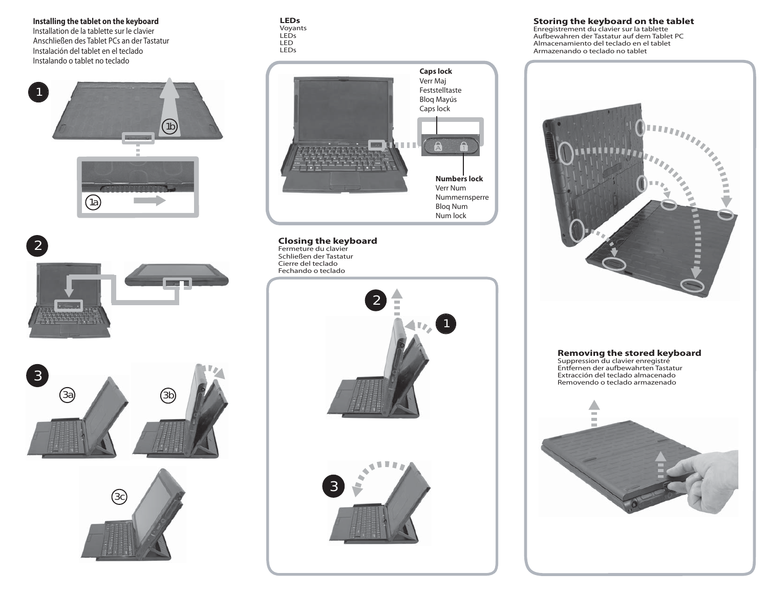## Installing the tablet on the keyboard

Installation de la tablette sur le clavier
Anschließen des Tablet PCs an der Tastatur
Instalación del tablet en el teclado
Instalando o tablet no teclado

1

1a

1b

2

3

3a

3b

3c

## LEDs

Voyants
LEDs
LED
LEDs

**Caps lock**
Verr Maj
Feststelltaste
Bloq Mayús
Caps lock

**Numbers lock**
Verr Num
Nummernsperre
Bloq Num
Num lock

## Closing the keyboard

Fermeture du clavier
Schließen der Tastatur
Cierre del teclado
Fechando o teclado

1

2

3

## Storing the keyboard on the tablet

Enregistrement du clavier sur la tablette
Aufbewahren der Tastatur auf dem Tablet PC
Almacenamiento del teclado en el tablet
Armazenando o teclado no tablet

## Removing the stored keyboard

Suppression du clavier enregistré
Entfernen der aufbewahrten Tastatur
Extracción del teclado almacenado
Removendo o teclado armazenado